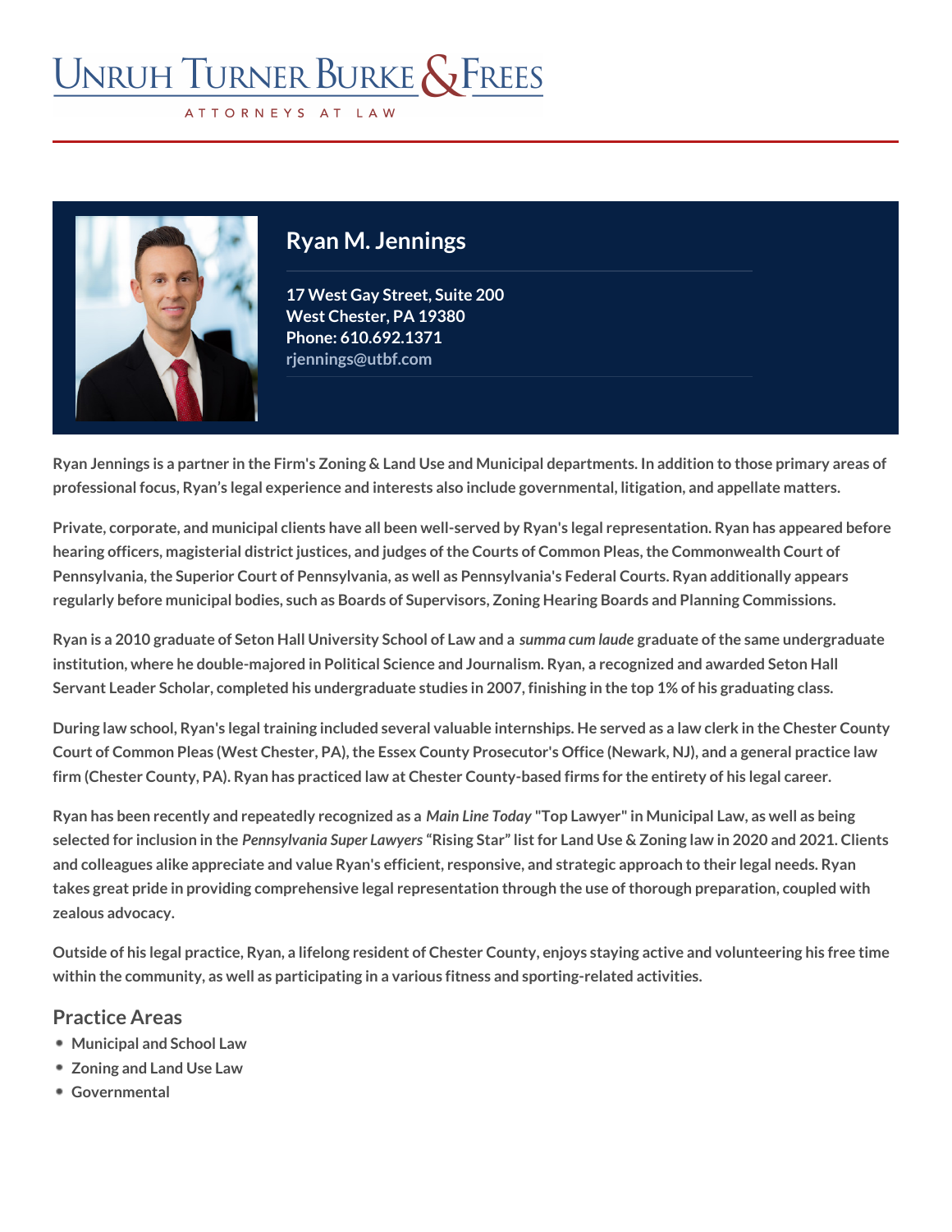# Unruh Turner Burke & Frees

ATTORNEYS AT LAW

## Ryan M. Jennings

17 West Gay Street, Suite 200
West Chester, PA 19380
Phone: 610.692.1371
rjennings@utbf.com

Ryan Jennings is a partner in the Firm's Zoning & Land Use and Municipal departments. In addition to those primary areas of professional focus, Ryan's legal experience and interests also include governmental, litigation, and appellate matters.

Private, corporate, and municipal clients have all been well-served by Ryan's legal representation. Ryan has appeared before hearing officers, magisterial district justices, and judges of the Courts of Common Pleas, the Commonwealth Court of Pennsylvania, the Superior Court of Pennsylvania, as well as Pennsylvania's Federal Courts. Ryan additionally appears regularly before municipal bodies, such as Boards of Supervisors, Zoning Hearing Boards and Planning Commissions.

Ryan is a 2010 graduate of Seton Hall University School of Law and a *summa cum laude* graduate of the same undergraduate institution, where he double-majored in Political Science and Journalism. Ryan, a recognized and awarded Seton Hall Servant Leader Scholar, completed his undergraduate studies in 2007, finishing in the top 1% of his graduating class.

During law school, Ryan's legal training included several valuable internships. He served as a law clerk in the Chester County Court of Common Pleas (West Chester, PA), the Essex County Prosecutor's Office (Newark, NJ), and a general practice law firm (Chester County, PA). Ryan has practiced law at Chester County-based firms for the entirety of his legal career.

Ryan has been recently and repeatedly recognized as a *Main Line Today* "Top Lawyer" in Municipal Law, as well as being selected for inclusion in the *Pennsylvania Super Lawyers* "Rising Star" list for Land Use & Zoning law in 2020 and 2021. Clients and colleagues alike appreciate and value Ryan's efficient, responsive, and strategic approach to their legal needs. Ryan takes great pride in providing comprehensive legal representation through the use of thorough preparation, coupled with zealous advocacy.

Outside of his legal practice, Ryan, a lifelong resident of Chester County, enjoys staying active and volunteering his free time within the community, as well as participating in a various fitness and sporting-related activities.

### Practice Areas

- Municipal and School Law
- Zoning and Land Use Law
- Governmental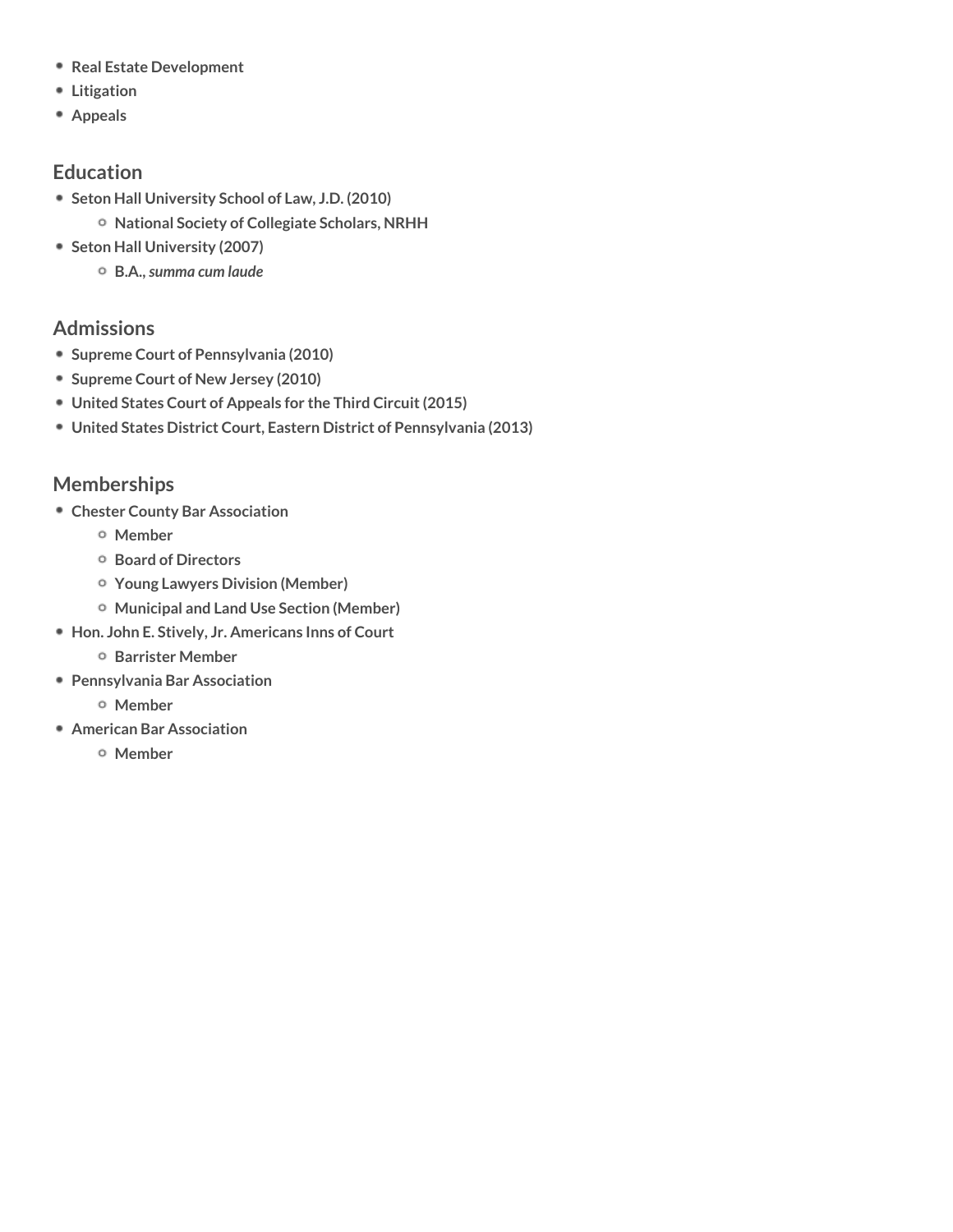- **Real Estate Development**
- **Litigation**
- **Appeals**

## Education

- **Seton Hall University School of Law, J.D. (2010)**
  - **National Society of Collegiate Scholars, NRHH**
- **Seton Hall University (2007)**
  - **B.A., *summa cum laude***

## Admissions

- **Supreme Court of Pennsylvania (2010)**
- **Supreme Court of New Jersey (2010)**
- **United States Court of Appeals for the Third Circuit (2015)**
- **United States District Court, Eastern District of Pennsylvania (2013)**

## Memberships

- **Chester County Bar Association**
  - **Member**
  - **Board of Directors**
  - **Young Lawyers Division (Member)**
  - **Municipal and Land Use Section (Member)**
- **Hon. John E. Stively, Jr. Americans Inns of Court**
  - **Barrister Member**
- **Pennsylvania Bar Association**
  - **Member**
- **American Bar Association**
  - **Member**